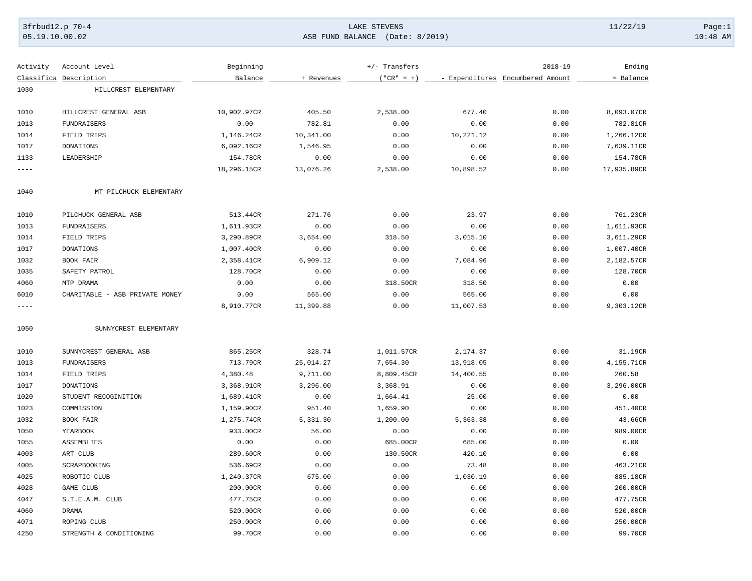LAKE STEVENS

ASB FUND BALANCE (Date: 8/2019)

| Activity Classifica | Account Level Description | Beginning Balance | + Revenues | +/- Transfers ("CR" = +) | - Expenditures | 2018-19 Encumbered Amount | Ending = Balance |
|---|---|---|---|---|---|---|---|
| 1030 | HILLCREST ELEMENTARY | | | | | | |
| 1010 | HILLCREST GENERAL ASB | 10,902.97CR | 405.50 | 2,538.00 | 677.40 | 0.00 | 8,093.07CR |
| 1013 | FUNDRAISERS | 0.00 | 782.81 | 0.00 | 0.00 | 0.00 | 782.81CR |
| 1014 | FIELD TRIPS | 1,146.24CR | 10,341.00 | 0.00 | 10,221.12 | 0.00 | 1,266.12CR |
| 1017 | DONATIONS | 6,092.16CR | 1,546.95 | 0.00 | 0.00 | 0.00 | 7,639.11CR |
| 1133 | LEADERSHIP | 154.78CR | 0.00 | 0.00 | 0.00 | 0.00 | 154.78CR |
| ---- | | 18,296.15CR | 13,076.26 | 2,538.00 | 10,898.52 | 0.00 | 17,935.89CR |
| 1040 | MT PILCHUCK ELEMENTARY | | | | | | |
| 1010 | PILCHUCK GENERAL ASB | 513.44CR | 271.76 | 0.00 | 23.97 | 0.00 | 761.23CR |
| 1013 | FUNDRAISERS | 1,611.93CR | 0.00 | 0.00 | 0.00 | 0.00 | 1,611.93CR |
| 1014 | FIELD TRIPS | 3,290.89CR | 3,654.00 | 318.50 | 3,015.10 | 0.00 | 3,611.29CR |
| 1017 | DONATIONS | 1,007.40CR | 0.00 | 0.00 | 0.00 | 0.00 | 1,007.40CR |
| 1032 | BOOK FAIR | 2,358.41CR | 6,909.12 | 0.00 | 7,084.96 | 0.00 | 2,182.57CR |
| 1035 | SAFETY PATROL | 128.70CR | 0.00 | 0.00 | 0.00 | 0.00 | 128.70CR |
| 4060 | MTP DRAMA | 0.00 | 0.00 | 318.50CR | 318.50 | 0.00 | 0.00 |
| 6010 | CHARITABLE - ASB PRIVATE MONEY | 0.00 | 565.00 | 0.00 | 565.00 | 0.00 | 0.00 |
| ---- | | 8,910.77CR | 11,399.88 | 0.00 | 11,007.53 | 0.00 | 9,303.12CR |
| 1050 | SUNNYCREST ELEMENTARY | | | | | | |
| 1010 | SUNNYCREST GENERAL ASB | 865.25CR | 328.74 | 1,011.57CR | 2,174.37 | 0.00 | 31.19CR |
| 1013 | FUNDRAISERS | 713.79CR | 25,014.27 | 7,654.30 | 13,918.05 | 0.00 | 4,155.71CR |
| 1014 | FIELD TRIPS | 4,380.48 | 9,711.00 | 8,809.45CR | 14,400.55 | 0.00 | 260.58 |
| 1017 | DONATIONS | 3,368.91CR | 3,296.00 | 3,368.91 | 0.00 | 0.00 | 3,296.00CR |
| 1020 | STUDENT RECOGINITION | 1,689.41CR | 0.00 | 1,664.41 | 25.00 | 0.00 | 0.00 |
| 1023 | COMMISSION | 1,159.90CR | 951.40 | 1,659.90 | 0.00 | 0.00 | 451.40CR |
| 1032 | BOOK FAIR | 1,275.74CR | 5,331.30 | 1,200.00 | 5,363.38 | 0.00 | 43.66CR |
| 1050 | YEARBOOK | 933.00CR | 56.00 | 0.00 | 0.00 | 0.00 | 989.00CR |
| 1055 | ASSEMBLIES | 0.00 | 0.00 | 685.00CR | 685.00 | 0.00 | 0.00 |
| 4003 | ART CLUB | 289.60CR | 0.00 | 130.50CR | 420.10 | 0.00 | 0.00 |
| 4005 | SCRAPBOOKING | 536.69CR | 0.00 | 0.00 | 73.48 | 0.00 | 463.21CR |
| 4025 | ROBOTIC CLUB | 1,240.37CR | 675.00 | 0.00 | 1,030.19 | 0.00 | 885.18CR |
| 4028 | GAME CLUB | 200.00CR | 0.00 | 0.00 | 0.00 | 0.00 | 200.00CR |
| 4047 | S.T.E.A.M. CLUB | 477.75CR | 0.00 | 0.00 | 0.00 | 0.00 | 477.75CR |
| 4060 | DRAMA | 520.00CR | 0.00 | 0.00 | 0.00 | 0.00 | 520.00CR |
| 4071 | ROPING CLUB | 250.00CR | 0.00 | 0.00 | 0.00 | 0.00 | 250.00CR |
| 4250 | STRENGTH & CONDITIONING | 99.70CR | 0.00 | 0.00 | 0.00 | 0.00 | 99.70CR |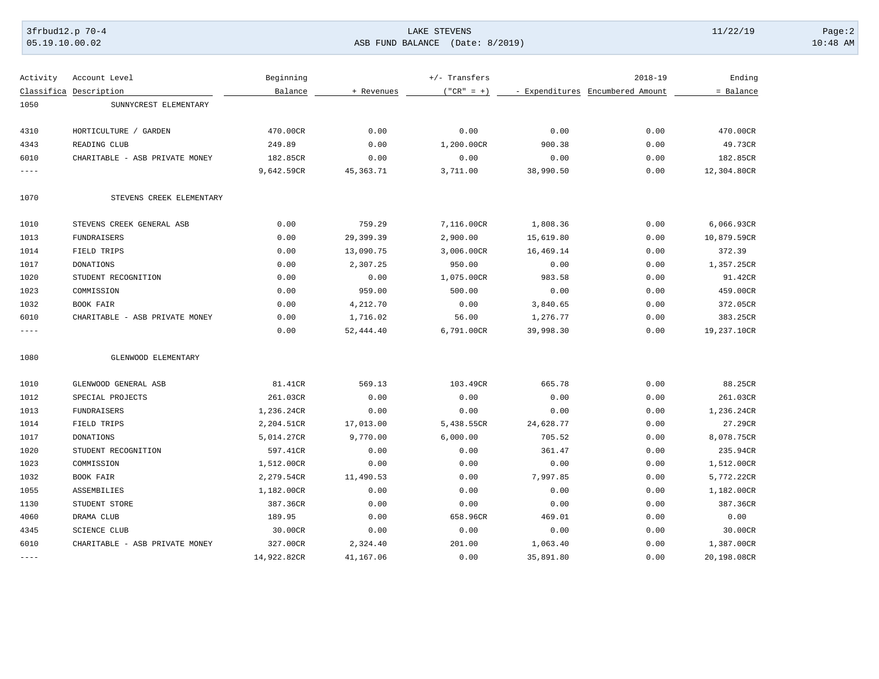| Activity Classifica | Account Level Description | Beginning Balance | + Revenues | +/- Transfers ("CR" = +) | - Expenditures | 2018-19 Encumbered Amount | Ending = Balance |
|---|---|---|---|---|---|---|---|
| 1050 | SUNNYCREST ELEMENTARY | | | | | | |
| 4310 | HORTICULTURE / GARDEN | 470.00CR | 0.00 | 0.00 | 0.00 | 0.00 | 470.00CR |
| 4343 | READING CLUB | 249.89 | 0.00 | 1,200.00CR | 900.38 | 0.00 | 49.73CR |
| 6010 | CHARITABLE - ASB PRIVATE MONEY | 182.85CR | 0.00 | 0.00 | 0.00 | 0.00 | 182.85CR |
| ---- | | 9,642.59CR | 45,363.71 | 3,711.00 | 38,990.50 | 0.00 | 12,304.80CR |
| 1070 | STEVENS CREEK ELEMENTARY | | | | | | |
| 1010 | STEVENS CREEK GENERAL ASB | 0.00 | 759.29 | 7,116.00CR | 1,808.36 | 0.00 | 6,066.93CR |
| 1013 | FUNDRAISERS | 0.00 | 29,399.39 | 2,900.00 | 15,619.80 | 0.00 | 10,879.59CR |
| 1014 | FIELD TRIPS | 0.00 | 13,090.75 | 3,006.00CR | 16,469.14 | 0.00 | 372.39 |
| 1017 | DONATIONS | 0.00 | 2,307.25 | 950.00 | 0.00 | 0.00 | 1,357.25CR |
| 1020 | STUDENT RECOGNITION | 0.00 | 0.00 | 1,075.00CR | 983.58 | 0.00 | 91.42CR |
| 1023 | COMMISSION | 0.00 | 959.00 | 500.00 | 0.00 | 0.00 | 459.00CR |
| 1032 | BOOK FAIR | 0.00 | 4,212.70 | 0.00 | 3,840.65 | 0.00 | 372.05CR |
| 6010 | CHARITABLE - ASB PRIVATE MONEY | 0.00 | 1,716.02 | 56.00 | 1,276.77 | 0.00 | 383.25CR |
| ---- | | 0.00 | 52,444.40 | 6,791.00CR | 39,998.30 | 0.00 | 19,237.10CR |
| 1080 | GLENWOOD ELEMENTARY | | | | | | |
| 1010 | GLENWOOD GENERAL ASB | 81.41CR | 569.13 | 103.49CR | 665.78 | 0.00 | 88.25CR |
| 1012 | SPECIAL PROJECTS | 261.03CR | 0.00 | 0.00 | 0.00 | 0.00 | 261.03CR |
| 1013 | FUNDRAISERS | 1,236.24CR | 0.00 | 0.00 | 0.00 | 0.00 | 1,236.24CR |
| 1014 | FIELD TRIPS | 2,204.51CR | 17,013.00 | 5,438.55CR | 24,628.77 | 0.00 | 27.29CR |
| 1017 | DONATIONS | 5,014.27CR | 9,770.00 | 6,000.00 | 705.52 | 0.00 | 8,078.75CR |
| 1020 | STUDENT RECOGNITION | 597.41CR | 0.00 | 0.00 | 361.47 | 0.00 | 235.94CR |
| 1023 | COMMISSION | 1,512.00CR | 0.00 | 0.00 | 0.00 | 0.00 | 1,512.00CR |
| 1032 | BOOK FAIR | 2,279.54CR | 11,490.53 | 0.00 | 7,997.85 | 0.00 | 5,772.22CR |
| 1055 | ASSEMBILIES | 1,182.00CR | 0.00 | 0.00 | 0.00 | 0.00 | 1,182.00CR |
| 1130 | STUDENT STORE | 387.36CR | 0.00 | 0.00 | 0.00 | 0.00 | 387.36CR |
| 4060 | DRAMA CLUB | 189.95 | 0.00 | 658.96CR | 469.01 | 0.00 | 0.00 |
| 4345 | SCIENCE CLUB | 30.00CR | 0.00 | 0.00 | 0.00 | 0.00 | 30.00CR |
| 6010 | CHARITABLE - ASB PRIVATE MONEY | 327.00CR | 2,324.40 | 201.00 | 1,063.40 | 0.00 | 1,387.00CR |
| ---- | | 14,922.82CR | 41,167.06 | 0.00 | 35,891.80 | 0.00 | 20,198.08CR |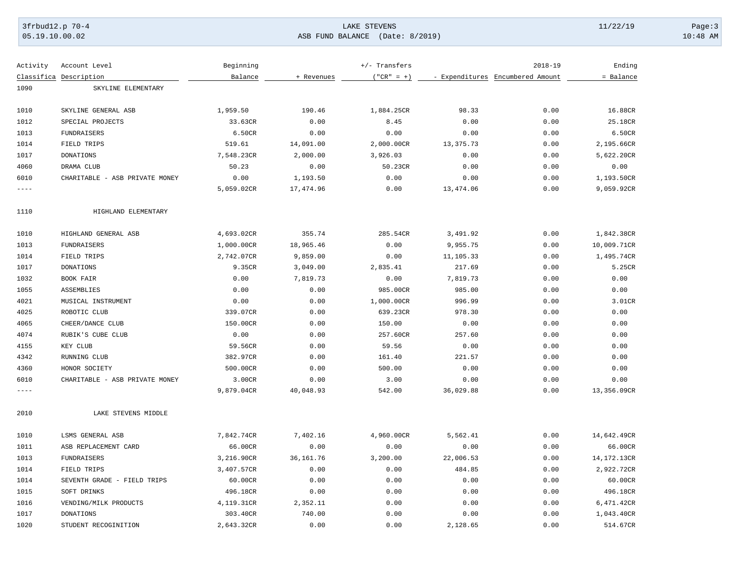| Activity Classifica | Account Level Description | Beginning Balance | + Revenues | +/- Transfers ("CR" = +) | - Expenditures | 2018-19 Encumbered Amount | Ending = Balance |
|---|---|---|---|---|---|---|---|
| 1090 | SKYLINE ELEMENTARY | | | | | | |
| 1010 | SKYLINE GENERAL ASB | 1,959.50 | 190.46 | 1,884.25CR | 98.33 | 0.00 | 16.88CR |
| 1012 | SPECIAL PROJECTS | 33.63CR | 0.00 | 8.45 | 0.00 | 0.00 | 25.18CR |
| 1013 | FUNDRAISERS | 6.50CR | 0.00 | 0.00 | 0.00 | 0.00 | 6.50CR |
| 1014 | FIELD TRIPS | 519.61 | 14,091.00 | 2,000.00CR | 13,375.73 | 0.00 | 2,195.66CR |
| 1017 | DONATIONS | 7,548.23CR | 2,000.00 | 3,926.03 | 0.00 | 0.00 | 5,622.20CR |
| 4060 | DRAMA CLUB | 50.23 | 0.00 | 50.23CR | 0.00 | 0.00 | 0.00 |
| 6010 | CHARITABLE - ASB PRIVATE MONEY | 0.00 | 1,193.50 | 0.00 | 0.00 | 0.00 | 1,193.50CR |
| ---- | | 5,059.02CR | 17,474.96 | 0.00 | 13,474.06 | 0.00 | 9,059.92CR |
| 1110 | HIGHLAND ELEMENTARY | | | | | | |
| 1010 | HIGHLAND GENERAL ASB | 4,693.02CR | 355.74 | 285.54CR | 3,491.92 | 0.00 | 1,842.38CR |
| 1013 | FUNDRAISERS | 1,000.00CR | 18,965.46 | 0.00 | 9,955.75 | 0.00 | 10,009.71CR |
| 1014 | FIELD TRIPS | 2,742.07CR | 9,859.00 | 0.00 | 11,105.33 | 0.00 | 1,495.74CR |
| 1017 | DONATIONS | 9.35CR | 3,049.00 | 2,835.41 | 217.69 | 0.00 | 5.25CR |
| 1032 | BOOK FAIR | 0.00 | 7,819.73 | 0.00 | 7,819.73 | 0.00 | 0.00 |
| 1055 | ASSEMBLIES | 0.00 | 0.00 | 985.00CR | 985.00 | 0.00 | 0.00 |
| 4021 | MUSICAL INSTRUMENT | 0.00 | 0.00 | 1,000.00CR | 996.99 | 0.00 | 3.01CR |
| 4025 | ROBOTIC CLUB | 339.07CR | 0.00 | 639.23CR | 978.30 | 0.00 | 0.00 |
| 4065 | CHEER/DANCE CLUB | 150.00CR | 0.00 | 150.00 | 0.00 | 0.00 | 0.00 |
| 4074 | RUBIK'S CUBE CLUB | 0.00 | 0.00 | 257.60CR | 257.60 | 0.00 | 0.00 |
| 4155 | KEY CLUB | 59.56CR | 0.00 | 59.56 | 0.00 | 0.00 | 0.00 |
| 4342 | RUNNING CLUB | 382.97CR | 0.00 | 161.40 | 221.57 | 0.00 | 0.00 |
| 4360 | HONOR SOCIETY | 500.00CR | 0.00 | 500.00 | 0.00 | 0.00 | 0.00 |
| 6010 | CHARITABLE - ASB PRIVATE MONEY | 3.00CR | 0.00 | 3.00 | 0.00 | 0.00 | 0.00 |
| ---- | | 9,879.04CR | 40,048.93 | 542.00 | 36,029.88 | 0.00 | 13,356.09CR |
| 2010 | LAKE STEVENS MIDDLE | | | | | | |
| 1010 | LSMS GENERAL ASB | 7,842.74CR | 7,402.16 | 4,960.00CR | 5,562.41 | 0.00 | 14,642.49CR |
| 1011 | ASB REPLACEMENT CARD | 66.00CR | 0.00 | 0.00 | 0.00 | 0.00 | 66.00CR |
| 1013 | FUNDRAISERS | 3,216.90CR | 36,161.76 | 3,200.00 | 22,006.53 | 0.00 | 14,172.13CR |
| 1014 | FIELD TRIPS | 3,407.57CR | 0.00 | 0.00 | 484.85 | 0.00 | 2,922.72CR |
| 1014 | SEVENTH GRADE - FIELD TRIPS | 60.00CR | 0.00 | 0.00 | 0.00 | 0.00 | 60.00CR |
| 1015 | SOFT DRINKS | 496.18CR | 0.00 | 0.00 | 0.00 | 0.00 | 496.18CR |
| 1016 | VENDING/MILK PRODUCTS | 4,119.31CR | 2,352.11 | 0.00 | 0.00 | 0.00 | 6,471.42CR |
| 1017 | DONATIONS | 303.40CR | 740.00 | 0.00 | 0.00 | 0.00 | 1,043.40CR |
| 1020 | STUDENT RECOGINITION | 2,643.32CR | 0.00 | 0.00 | 2,128.65 | 0.00 | 514.67CR |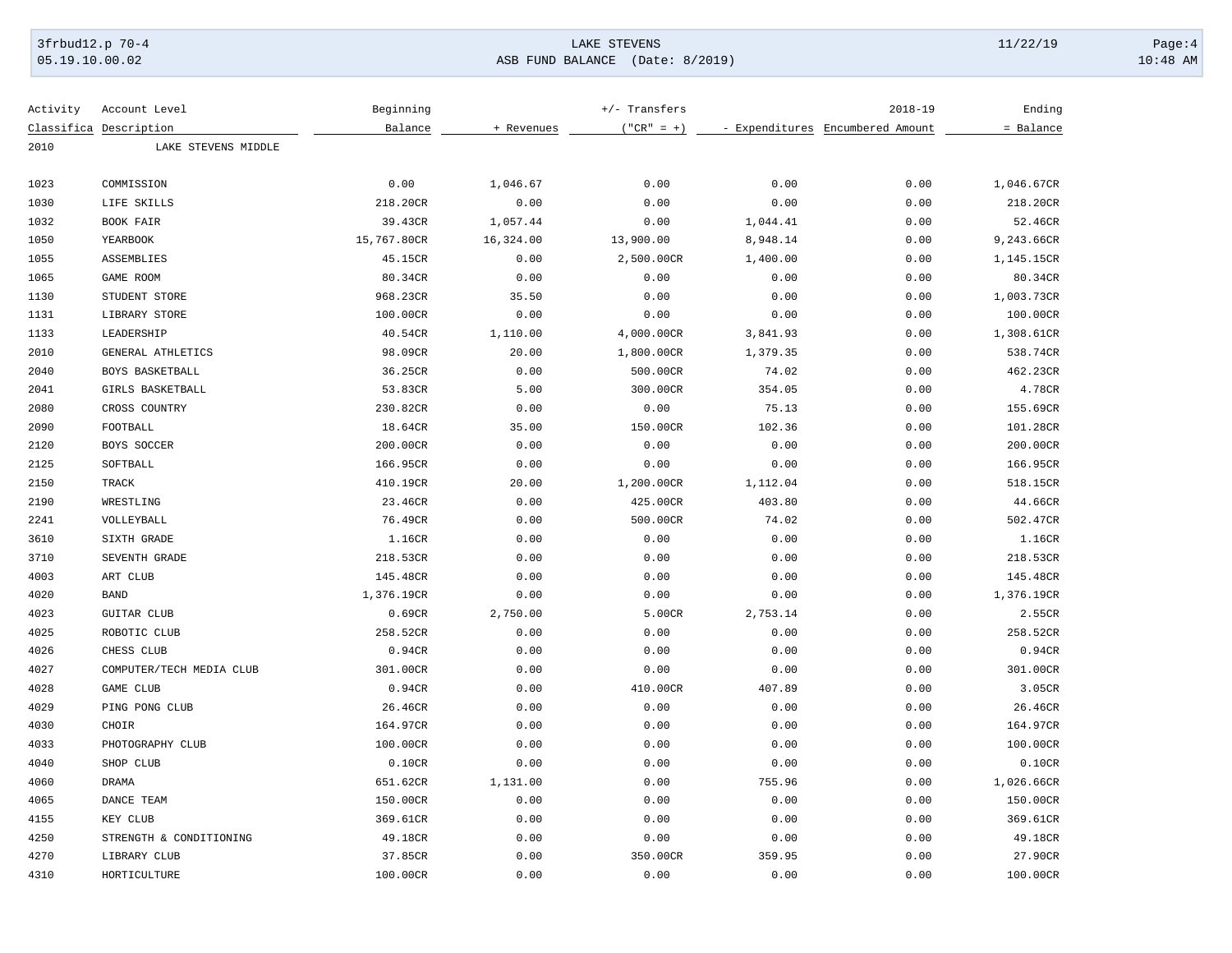| Activity Classifica | Account Level Description | Beginning Balance | + Revenues | +/- Transfers ("CR" = +) | - Expenditures | 2018-19 Encumbered Amount | Ending = Balance |
|---|---|---|---|---|---|---|---|
| 2010 | LAKE STEVENS MIDDLE | | | | | | |
| 1023 | COMMISSION | 0.00 | 1,046.67 | 0.00 | 0.00 | 0.00 | 1,046.67CR |
| 1030 | LIFE SKILLS | 218.20CR | 0.00 | 0.00 | 0.00 | 0.00 | 218.20CR |
| 1032 | BOOK FAIR | 39.43CR | 1,057.44 | 0.00 | 1,044.41 | 0.00 | 52.46CR |
| 1050 | YEARBOOK | 15,767.80CR | 16,324.00 | 13,900.00 | 8,948.14 | 0.00 | 9,243.66CR |
| 1055 | ASSEMBLIES | 45.15CR | 0.00 | 2,500.00CR | 1,400.00 | 0.00 | 1,145.15CR |
| 1065 | GAME ROOM | 80.34CR | 0.00 | 0.00 | 0.00 | 0.00 | 80.34CR |
| 1130 | STUDENT STORE | 968.23CR | 35.50 | 0.00 | 0.00 | 0.00 | 1,003.73CR |
| 1131 | LIBRARY STORE | 100.00CR | 0.00 | 0.00 | 0.00 | 0.00 | 100.00CR |
| 1133 | LEADERSHIP | 40.54CR | 1,110.00 | 4,000.00CR | 3,841.93 | 0.00 | 1,308.61CR |
| 2010 | GENERAL ATHLETICS | 98.09CR | 20.00 | 1,800.00CR | 1,379.35 | 0.00 | 538.74CR |
| 2040 | BOYS BASKETBALL | 36.25CR | 0.00 | 500.00CR | 74.02 | 0.00 | 462.23CR |
| 2041 | GIRLS BASKETBALL | 53.83CR | 5.00 | 300.00CR | 354.05 | 0.00 | 4.78CR |
| 2080 | CROSS COUNTRY | 230.82CR | 0.00 | 0.00 | 75.13 | 0.00 | 155.69CR |
| 2090 | FOOTBALL | 18.64CR | 35.00 | 150.00CR | 102.36 | 0.00 | 101.28CR |
| 2120 | BOYS SOCCER | 200.00CR | 0.00 | 0.00 | 0.00 | 0.00 | 200.00CR |
| 2125 | SOFTBALL | 166.95CR | 0.00 | 0.00 | 0.00 | 0.00 | 166.95CR |
| 2150 | TRACK | 410.19CR | 20.00 | 1,200.00CR | 1,112.04 | 0.00 | 518.15CR |
| 2190 | WRESTLING | 23.46CR | 0.00 | 425.00CR | 403.80 | 0.00 | 44.66CR |
| 2241 | VOLLEYBALL | 76.49CR | 0.00 | 500.00CR | 74.02 | 0.00 | 502.47CR |
| 3610 | SIXTH GRADE | 1.16CR | 0.00 | 0.00 | 0.00 | 0.00 | 1.16CR |
| 3710 | SEVENTH GRADE | 218.53CR | 0.00 | 0.00 | 0.00 | 0.00 | 218.53CR |
| 4003 | ART CLUB | 145.48CR | 0.00 | 0.00 | 0.00 | 0.00 | 145.48CR |
| 4020 | BAND | 1,376.19CR | 0.00 | 0.00 | 0.00 | 0.00 | 1,376.19CR |
| 4023 | GUITAR CLUB | 0.69CR | 2,750.00 | 5.00CR | 2,753.14 | 0.00 | 2.55CR |
| 4025 | ROBOTIC CLUB | 258.52CR | 0.00 | 0.00 | 0.00 | 0.00 | 258.52CR |
| 4026 | CHESS CLUB | 0.94CR | 0.00 | 0.00 | 0.00 | 0.00 | 0.94CR |
| 4027 | COMPUTER/TECH MEDIA CLUB | 301.00CR | 0.00 | 0.00 | 0.00 | 0.00 | 301.00CR |
| 4028 | GAME CLUB | 0.94CR | 0.00 | 410.00CR | 407.89 | 0.00 | 3.05CR |
| 4029 | PING PONG CLUB | 26.46CR | 0.00 | 0.00 | 0.00 | 0.00 | 26.46CR |
| 4030 | CHOIR | 164.97CR | 0.00 | 0.00 | 0.00 | 0.00 | 164.97CR |
| 4033 | PHOTOGRAPHY CLUB | 100.00CR | 0.00 | 0.00 | 0.00 | 0.00 | 100.00CR |
| 4040 | SHOP CLUB | 0.10CR | 0.00 | 0.00 | 0.00 | 0.00 | 0.10CR |
| 4060 | DRAMA | 651.62CR | 1,131.00 | 0.00 | 755.96 | 0.00 | 1,026.66CR |
| 4065 | DANCE TEAM | 150.00CR | 0.00 | 0.00 | 0.00 | 0.00 | 150.00CR |
| 4155 | KEY CLUB | 369.61CR | 0.00 | 0.00 | 0.00 | 0.00 | 369.61CR |
| 4250 | STRENGTH & CONDITIONING | 49.18CR | 0.00 | 0.00 | 0.00 | 0.00 | 49.18CR |
| 4270 | LIBRARY CLUB | 37.85CR | 0.00 | 350.00CR | 359.95 | 0.00 | 27.90CR |
| 4310 | HORTICULTURE | 100.00CR | 0.00 | 0.00 | 0.00 | 0.00 | 100.00CR |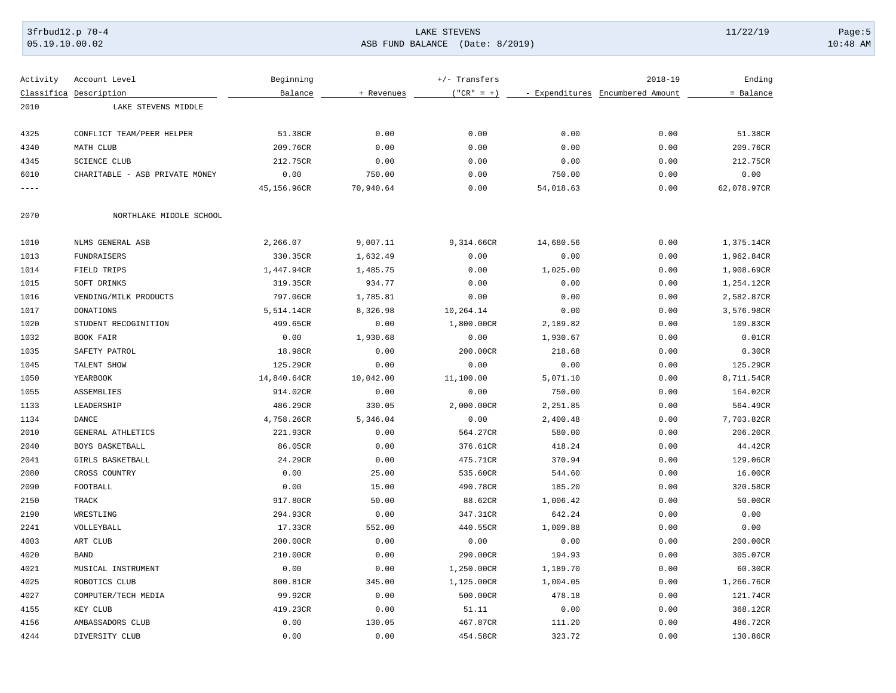| Activity Classifica | Account Level Description | Beginning Balance | + Revenues | +/- Transfers ("CR" = +) | - Expenditures | 2018-19 Encumbered Amount | Ending = Balance |
|---|---|---|---|---|---|---|---|
| 2010 | LAKE STEVENS MIDDLE | | | | | | |
| 4325 | CONFLICT TEAM/PEER HELPER | 51.38CR | 0.00 | 0.00 | 0.00 | 0.00 | 51.38CR |
| 4340 | MATH CLUB | 209.76CR | 0.00 | 0.00 | 0.00 | 0.00 | 209.76CR |
| 4345 | SCIENCE CLUB | 212.75CR | 0.00 | 0.00 | 0.00 | 0.00 | 212.75CR |
| 6010 | CHARITABLE - ASB PRIVATE MONEY | 0.00 | 750.00 | 0.00 | 750.00 | 0.00 | 0.00 |
| ---- | | 45,156.96CR | 70,940.64 | 0.00 | 54,018.63 | 0.00 | 62,078.97CR |
| 2070 | NORTHLAKE MIDDLE SCHOOL | | | | | | |
| 1010 | NLMS GENERAL ASB | 2,266.07 | 9,007.11 | 9,314.66CR | 14,680.56 | 0.00 | 1,375.14CR |
| 1013 | FUNDRAISERS | 330.35CR | 1,632.49 | 0.00 | 0.00 | 0.00 | 1,962.84CR |
| 1014 | FIELD TRIPS | 1,447.94CR | 1,485.75 | 0.00 | 1,025.00 | 0.00 | 1,908.69CR |
| 1015 | SOFT DRINKS | 319.35CR | 934.77 | 0.00 | 0.00 | 0.00 | 1,254.12CR |
| 1016 | VENDING/MILK PRODUCTS | 797.06CR | 1,785.81 | 0.00 | 0.00 | 0.00 | 2,582.87CR |
| 1017 | DONATIONS | 5,514.14CR | 8,326.98 | 10,264.14 | 0.00 | 0.00 | 3,576.98CR |
| 1020 | STUDENT RECOGINITION | 499.65CR | 0.00 | 1,800.00CR | 2,189.82 | 0.00 | 109.83CR |
| 1032 | BOOK FAIR | 0.00 | 1,930.68 | 0.00 | 1,930.67 | 0.00 | 0.01CR |
| 1035 | SAFETY PATROL | 18.98CR | 0.00 | 200.00CR | 218.68 | 0.00 | 0.30CR |
| 1045 | TALENT SHOW | 125.29CR | 0.00 | 0.00 | 0.00 | 0.00 | 125.29CR |
| 1050 | YEARBOOK | 14,840.64CR | 10,042.00 | 11,100.00 | 5,071.10 | 0.00 | 8,711.54CR |
| 1055 | ASSEMBLIES | 914.02CR | 0.00 | 0.00 | 750.00 | 0.00 | 164.02CR |
| 1133 | LEADERSHIP | 486.29CR | 330.05 | 2,000.00CR | 2,251.85 | 0.00 | 564.49CR |
| 1134 | DANCE | 4,758.26CR | 5,346.04 | 0.00 | 2,400.48 | 0.00 | 7,703.82CR |
| 2010 | GENERAL ATHLETICS | 221.93CR | 0.00 | 564.27CR | 580.00 | 0.00 | 206.20CR |
| 2040 | BOYS BASKETBALL | 86.05CR | 0.00 | 376.61CR | 418.24 | 0.00 | 44.42CR |
| 2041 | GIRLS BASKETBALL | 24.29CR | 0.00 | 475.71CR | 370.94 | 0.00 | 129.06CR |
| 2080 | CROSS COUNTRY | 0.00 | 25.00 | 535.60CR | 544.60 | 0.00 | 16.00CR |
| 2090 | FOOTBALL | 0.00 | 15.00 | 490.78CR | 185.20 | 0.00 | 320.58CR |
| 2150 | TRACK | 917.80CR | 50.00 | 88.62CR | 1,006.42 | 0.00 | 50.00CR |
| 2190 | WRESTLING | 294.93CR | 0.00 | 347.31CR | 642.24 | 0.00 | 0.00 |
| 2241 | VOLLEYBALL | 17.33CR | 552.00 | 440.55CR | 1,009.88 | 0.00 | 0.00 |
| 4003 | ART CLUB | 200.00CR | 0.00 | 0.00 | 0.00 | 0.00 | 200.00CR |
| 4020 | BAND | 210.00CR | 0.00 | 290.00CR | 194.93 | 0.00 | 305.07CR |
| 4021 | MUSICAL INSTRUMENT | 0.00 | 0.00 | 1,250.00CR | 1,189.70 | 0.00 | 60.30CR |
| 4025 | ROBOTICS CLUB | 800.81CR | 345.00 | 1,125.00CR | 1,004.05 | 0.00 | 1,266.76CR |
| 4027 | COMPUTER/TECH MEDIA | 99.92CR | 0.00 | 500.00CR | 478.18 | 0.00 | 121.74CR |
| 4155 | KEY CLUB | 419.23CR | 0.00 | 51.11 | 0.00 | 0.00 | 368.12CR |
| 4156 | AMBASSADORS CLUB | 0.00 | 130.05 | 467.87CR | 111.20 | 0.00 | 486.72CR |
| 4244 | DIVERSITY CLUB | 0.00 | 0.00 | 454.58CR | 323.72 | 0.00 | 130.86CR |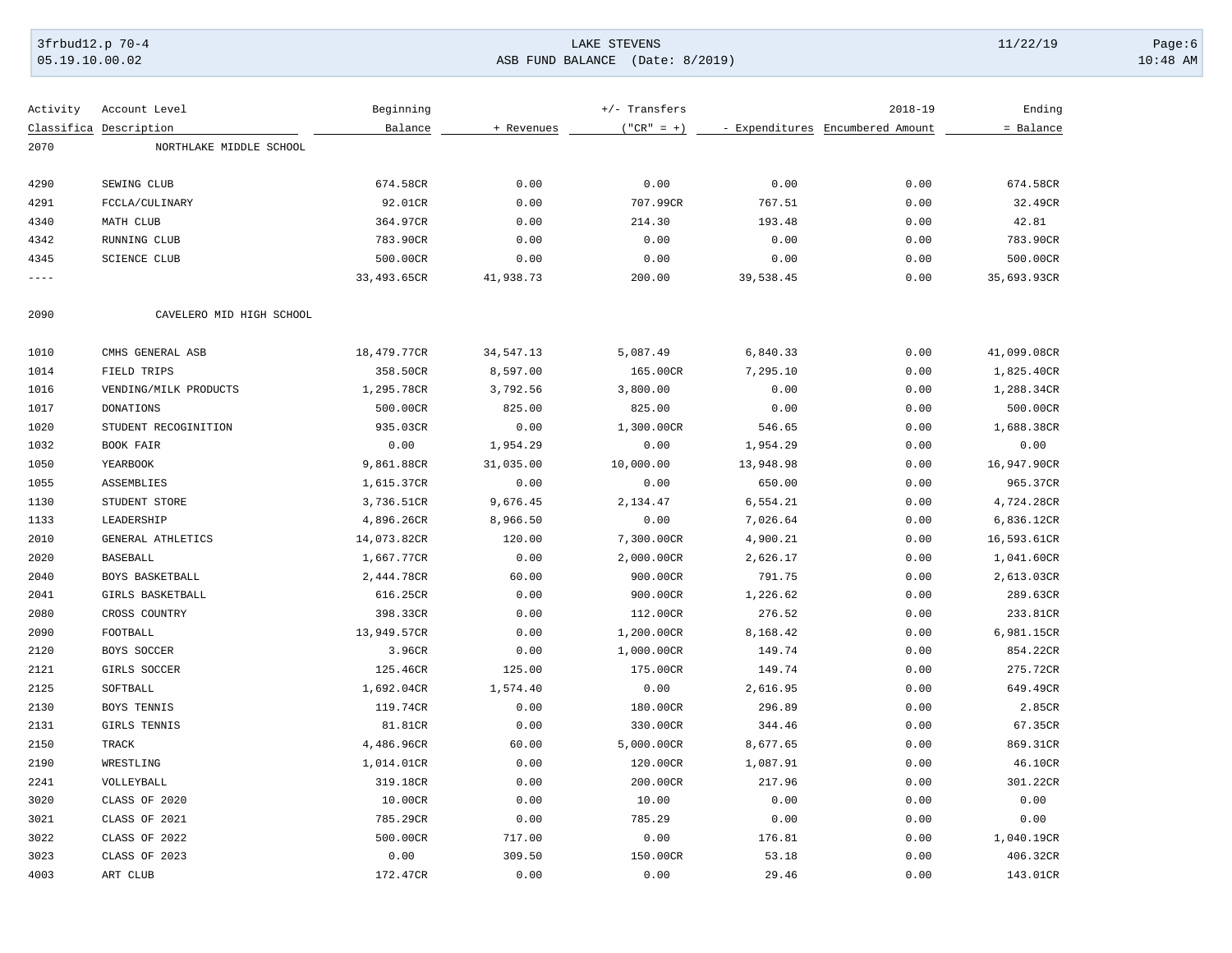| Activity Classifica | Account Level Description | Beginning Balance | + Revenues | +/- Transfers ("CR" = +) | - Expenditures | 2018-19 Encumbered Amount | Ending = Balance |
|---|---|---|---|---|---|---|---|
| 2070 | NORTHLAKE MIDDLE SCHOOL | | | | | | |
| 4290 | SEWING CLUB | 674.58CR | 0.00 | 0.00 | 0.00 | 0.00 | 674.58CR |
| 4291 | FCCLA/CULINARY | 92.01CR | 0.00 | 707.99CR | 767.51 | 0.00 | 32.49CR |
| 4340 | MATH CLUB | 364.97CR | 0.00 | 214.30 | 193.48 | 0.00 | 42.81 |
| 4342 | RUNNING CLUB | 783.90CR | 0.00 | 0.00 | 0.00 | 0.00 | 783.90CR |
| 4345 | SCIENCE CLUB | 500.00CR | 0.00 | 0.00 | 0.00 | 0.00 | 500.00CR |
| ---- | | 33,493.65CR | 41,938.73 | 200.00 | 39,538.45 | 0.00 | 35,693.93CR |
| 2090 | CAVELERO MID HIGH SCHOOL | | | | | | |
| 1010 | CMHS GENERAL ASB | 18,479.77CR | 34,547.13 | 5,087.49 | 6,840.33 | 0.00 | 41,099.08CR |
| 1014 | FIELD TRIPS | 358.50CR | 8,597.00 | 165.00CR | 7,295.10 | 0.00 | 1,825.40CR |
| 1016 | VENDING/MILK PRODUCTS | 1,295.78CR | 3,792.56 | 3,800.00 | 0.00 | 0.00 | 1,288.34CR |
| 1017 | DONATIONS | 500.00CR | 825.00 | 825.00 | 0.00 | 0.00 | 500.00CR |
| 1020 | STUDENT RECOGINITION | 935.03CR | 0.00 | 1,300.00CR | 546.65 | 0.00 | 1,688.38CR |
| 1032 | BOOK FAIR | 0.00 | 1,954.29 | 0.00 | 1,954.29 | 0.00 | 0.00 |
| 1050 | YEARBOOK | 9,861.88CR | 31,035.00 | 10,000.00 | 13,948.98 | 0.00 | 16,947.90CR |
| 1055 | ASSEMBLIES | 1,615.37CR | 0.00 | 0.00 | 650.00 | 0.00 | 965.37CR |
| 1130 | STUDENT STORE | 3,736.51CR | 9,676.45 | 2,134.47 | 6,554.21 | 0.00 | 4,724.28CR |
| 1133 | LEADERSHIP | 4,896.26CR | 8,966.50 | 0.00 | 7,026.64 | 0.00 | 6,836.12CR |
| 2010 | GENERAL ATHLETICS | 14,073.82CR | 120.00 | 7,300.00CR | 4,900.21 | 0.00 | 16,593.61CR |
| 2020 | BASEBALL | 1,667.77CR | 0.00 | 2,000.00CR | 2,626.17 | 0.00 | 1,041.60CR |
| 2040 | BOYS BASKETBALL | 2,444.78CR | 60.00 | 900.00CR | 791.75 | 0.00 | 2,613.03CR |
| 2041 | GIRLS BASKETBALL | 616.25CR | 0.00 | 900.00CR | 1,226.62 | 0.00 | 289.63CR |
| 2080 | CROSS COUNTRY | 398.33CR | 0.00 | 112.00CR | 276.52 | 0.00 | 233.81CR |
| 2090 | FOOTBALL | 13,949.57CR | 0.00 | 1,200.00CR | 8,168.42 | 0.00 | 6,981.15CR |
| 2120 | BOYS SOCCER | 3.96CR | 0.00 | 1,000.00CR | 149.74 | 0.00 | 854.22CR |
| 2121 | GIRLS SOCCER | 125.46CR | 125.00 | 175.00CR | 149.74 | 0.00 | 275.72CR |
| 2125 | SOFTBALL | 1,692.04CR | 1,574.40 | 0.00 | 2,616.95 | 0.00 | 649.49CR |
| 2130 | BOYS TENNIS | 119.74CR | 0.00 | 180.00CR | 296.89 | 0.00 | 2.85CR |
| 2131 | GIRLS TENNIS | 81.81CR | 0.00 | 330.00CR | 344.46 | 0.00 | 67.35CR |
| 2150 | TRACK | 4,486.96CR | 60.00 | 5,000.00CR | 8,677.65 | 0.00 | 869.31CR |
| 2190 | WRESTLING | 1,014.01CR | 0.00 | 120.00CR | 1,087.91 | 0.00 | 46.10CR |
| 2241 | VOLLEYBALL | 319.18CR | 0.00 | 200.00CR | 217.96 | 0.00 | 301.22CR |
| 3020 | CLASS OF 2020 | 10.00CR | 0.00 | 10.00 | 0.00 | 0.00 | 0.00 |
| 3021 | CLASS OF 2021 | 785.29CR | 0.00 | 785.29 | 0.00 | 0.00 | 0.00 |
| 3022 | CLASS OF 2022 | 500.00CR | 717.00 | 0.00 | 176.81 | 0.00 | 1,040.19CR |
| 3023 | CLASS OF 2023 | 0.00 | 309.50 | 150.00CR | 53.18 | 0.00 | 406.32CR |
| 4003 | ART CLUB | 172.47CR | 0.00 | 0.00 | 29.46 | 0.00 | 143.01CR |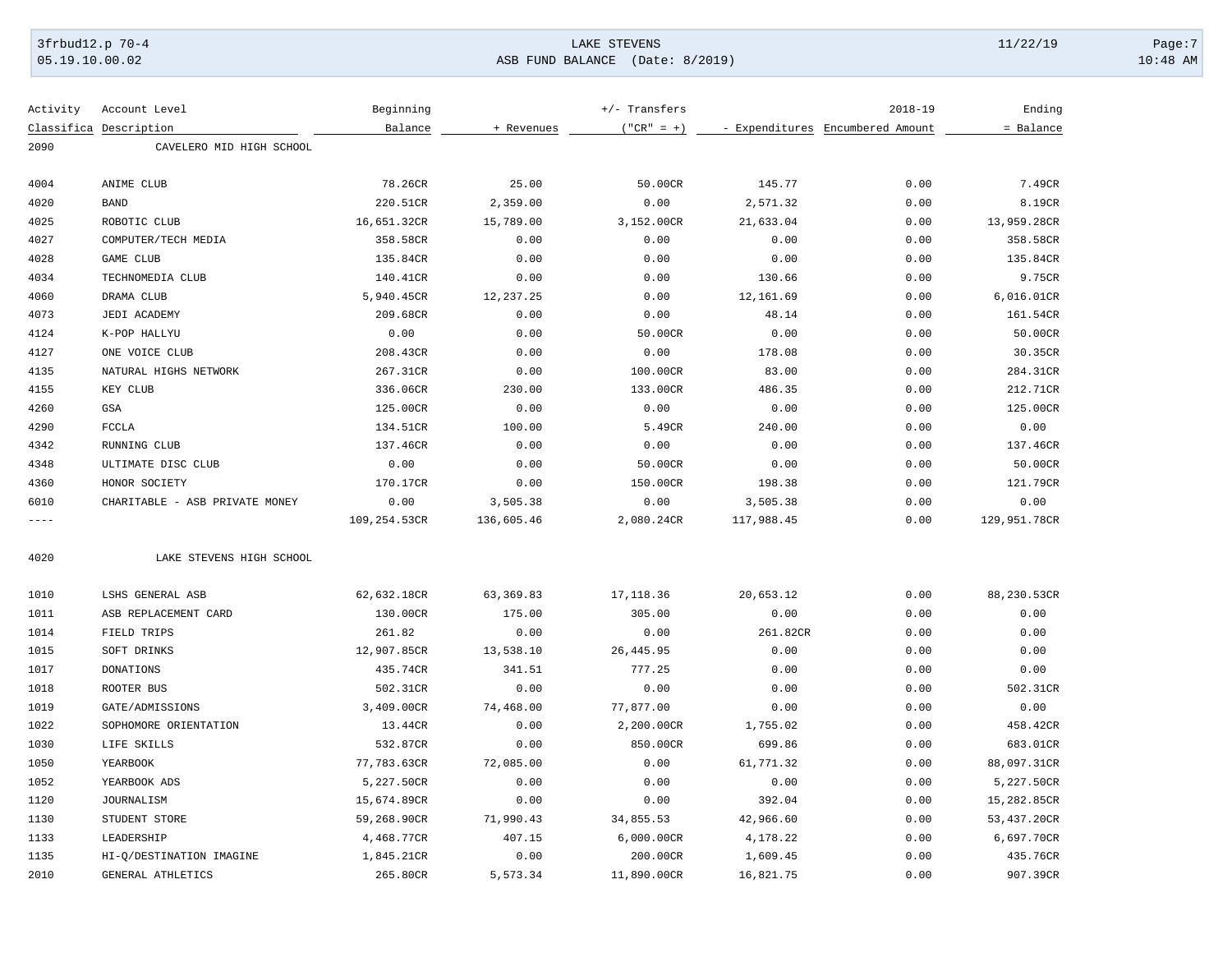| Activity Classifica | Account Level Description | Beginning Balance | + Revenues | +/- Transfers ("CR" = +) | - Expenditures | 2018-19 Encumbered Amount | Ending = Balance |
|---|---|---|---|---|---|---|---|
| 2090 | CAVELERO MID HIGH SCHOOL | | | | | | |
| 4004 | ANIME CLUB | 78.26CR | 25.00 | 50.00CR | 145.77 | 0.00 | 7.49CR |
| 4020 | BAND | 220.51CR | 2,359.00 | 0.00 | 2,571.32 | 0.00 | 8.19CR |
| 4025 | ROBOTIC CLUB | 16,651.32CR | 15,789.00 | 3,152.00CR | 21,633.04 | 0.00 | 13,959.28CR |
| 4027 | COMPUTER/TECH MEDIA | 358.58CR | 0.00 | 0.00 | 0.00 | 0.00 | 358.58CR |
| 4028 | GAME CLUB | 135.84CR | 0.00 | 0.00 | 0.00 | 0.00 | 135.84CR |
| 4034 | TECHNOMEDIA CLUB | 140.41CR | 0.00 | 0.00 | 130.66 | 0.00 | 9.75CR |
| 4060 | DRAMA CLUB | 5,940.45CR | 12,237.25 | 0.00 | 12,161.69 | 0.00 | 6,016.01CR |
| 4073 | JEDI ACADEMY | 209.68CR | 0.00 | 0.00 | 48.14 | 0.00 | 161.54CR |
| 4124 | K-POP HALLYU | 0.00 | 0.00 | 50.00CR | 0.00 | 0.00 | 50.00CR |
| 4127 | ONE VOICE CLUB | 208.43CR | 0.00 | 0.00 | 178.08 | 0.00 | 30.35CR |
| 4135 | NATURAL HIGHS NETWORK | 267.31CR | 0.00 | 100.00CR | 83.00 | 0.00 | 284.31CR |
| 4155 | KEY CLUB | 336.06CR | 230.00 | 133.00CR | 486.35 | 0.00 | 212.71CR |
| 4260 | GSA | 125.00CR | 0.00 | 0.00 | 0.00 | 0.00 | 125.00CR |
| 4290 | FCCLA | 134.51CR | 100.00 | 5.49CR | 240.00 | 0.00 | 0.00 |
| 4342 | RUNNING CLUB | 137.46CR | 0.00 | 0.00 | 0.00 | 0.00 | 137.46CR |
| 4348 | ULTIMATE DISC CLUB | 0.00 | 0.00 | 50.00CR | 0.00 | 0.00 | 50.00CR |
| 4360 | HONOR SOCIETY | 170.17CR | 0.00 | 150.00CR | 198.38 | 0.00 | 121.79CR |
| 6010 | CHARITABLE - ASB PRIVATE MONEY | 0.00 | 3,505.38 | 0.00 | 3,505.38 | 0.00 | 0.00 |
| ---- | | 109,254.53CR | 136,605.46 | 2,080.24CR | 117,988.45 | 0.00 | 129,951.78CR |
| 4020 | LAKE STEVENS HIGH SCHOOL | | | | | | |
| 1010 | LSHS GENERAL ASB | 62,632.18CR | 63,369.83 | 17,118.36 | 20,653.12 | 0.00 | 88,230.53CR |
| 1011 | ASB REPLACEMENT CARD | 130.00CR | 175.00 | 305.00 | 0.00 | 0.00 | 0.00 |
| 1014 | FIELD TRIPS | 261.82 | 0.00 | 0.00 | 261.82CR | 0.00 | 0.00 |
| 1015 | SOFT DRINKS | 12,907.85CR | 13,538.10 | 26,445.95 | 0.00 | 0.00 | 0.00 |
| 1017 | DONATIONS | 435.74CR | 341.51 | 777.25 | 0.00 | 0.00 | 0.00 |
| 1018 | ROOTER BUS | 502.31CR | 0.00 | 0.00 | 0.00 | 0.00 | 502.31CR |
| 1019 | GATE/ADMISSIONS | 3,409.00CR | 74,468.00 | 77,877.00 | 0.00 | 0.00 | 0.00 |
| 1022 | SOPHOMORE ORIENTATION | 13.44CR | 0.00 | 2,200.00CR | 1,755.02 | 0.00 | 458.42CR |
| 1030 | LIFE SKILLS | 532.87CR | 0.00 | 850.00CR | 699.86 | 0.00 | 683.01CR |
| 1050 | YEARBOOK | 77,783.63CR | 72,085.00 | 0.00 | 61,771.32 | 0.00 | 88,097.31CR |
| 1052 | YEARBOOK ADS | 5,227.50CR | 0.00 | 0.00 | 0.00 | 0.00 | 5,227.50CR |
| 1120 | JOURNALISM | 15,674.89CR | 0.00 | 0.00 | 392.04 | 0.00 | 15,282.85CR |
| 1130 | STUDENT STORE | 59,268.90CR | 71,990.43 | 34,855.53 | 42,966.60 | 0.00 | 53,437.20CR |
| 1133 | LEADERSHIP | 4,468.77CR | 407.15 | 6,000.00CR | 4,178.22 | 0.00 | 6,697.70CR |
| 1135 | HI-Q/DESTINATION IMAGINE | 1,845.21CR | 0.00 | 200.00CR | 1,609.45 | 0.00 | 435.76CR |
| 2010 | GENERAL ATHLETICS | 265.80CR | 5,573.34 | 11,890.00CR | 16,821.75 | 0.00 | 907.39CR |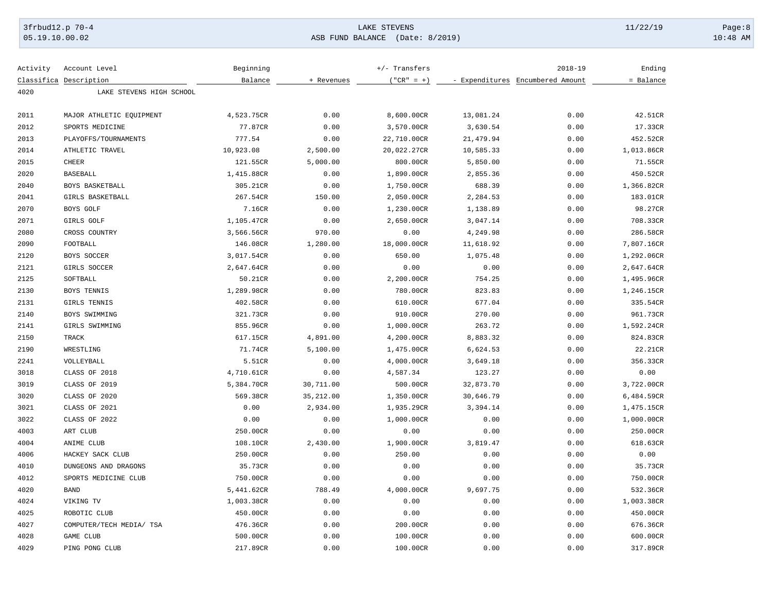| Activity Classifica | Account Level Description | Beginning Balance | + Revenues | +/- Transfers ("CR" = +) | - Expenditures | 2018-19 Encumbered Amount | Ending = Balance |
|---|---|---|---|---|---|---|---|
| 4020 | LAKE STEVENS HIGH SCHOOL | | | | | | |
| 2011 | MAJOR ATHLETIC EQUIPMENT | 4,523.75CR | 0.00 | 8,600.00CR | 13,081.24 | 0.00 | 42.51CR |
| 2012 | SPORTS MEDICINE | 77.87CR | 0.00 | 3,570.00CR | 3,630.54 | 0.00 | 17.33CR |
| 2013 | PLAYOFFS/TOURNAMENTS | 777.54 | 0.00 | 22,710.00CR | 21,479.94 | 0.00 | 452.52CR |
| 2014 | ATHLETIC TRAVEL | 10,923.08 | 2,500.00 | 20,022.27CR | 10,585.33 | 0.00 | 1,013.86CR |
| 2015 | CHEER | 121.55CR | 5,000.00 | 800.00CR | 5,850.00 | 0.00 | 71.55CR |
| 2020 | BASEBALL | 1,415.88CR | 0.00 | 1,890.00CR | 2,855.36 | 0.00 | 450.52CR |
| 2040 | BOYS BASKETBALL | 305.21CR | 0.00 | 1,750.00CR | 688.39 | 0.00 | 1,366.82CR |
| 2041 | GIRLS BASKETBALL | 267.54CR | 150.00 | 2,050.00CR | 2,284.53 | 0.00 | 183.01CR |
| 2070 | BOYS GOLF | 7.16CR | 0.00 | 1,230.00CR | 1,138.89 | 0.00 | 98.27CR |
| 2071 | GIRLS GOLF | 1,105.47CR | 0.00 | 2,650.00CR | 3,047.14 | 0.00 | 708.33CR |
| 2080 | CROSS COUNTRY | 3,566.56CR | 970.00 | 0.00 | 4,249.98 | 0.00 | 286.58CR |
| 2090 | FOOTBALL | 146.08CR | 1,280.00 | 18,000.00CR | 11,618.92 | 0.00 | 7,807.16CR |
| 2120 | BOYS SOCCER | 3,017.54CR | 0.00 | 650.00 | 1,075.48 | 0.00 | 1,292.06CR |
| 2121 | GIRLS SOCCER | 2,647.64CR | 0.00 | 0.00 | 0.00 | 0.00 | 2,647.64CR |
| 2125 | SOFTBALL | 50.21CR | 0.00 | 2,200.00CR | 754.25 | 0.00 | 1,495.96CR |
| 2130 | BOYS TENNIS | 1,289.98CR | 0.00 | 780.00CR | 823.83 | 0.00 | 1,246.15CR |
| 2131 | GIRLS TENNIS | 402.58CR | 0.00 | 610.00CR | 677.04 | 0.00 | 335.54CR |
| 2140 | BOYS SWIMMING | 321.73CR | 0.00 | 910.00CR | 270.00 | 0.00 | 961.73CR |
| 2141 | GIRLS SWIMMING | 855.96CR | 0.00 | 1,000.00CR | 263.72 | 0.00 | 1,592.24CR |
| 2150 | TRACK | 617.15CR | 4,891.00 | 4,200.00CR | 8,883.32 | 0.00 | 824.83CR |
| 2190 | WRESTLING | 71.74CR | 5,100.00 | 1,475.00CR | 6,624.53 | 0.00 | 22.21CR |
| 2241 | VOLLEYBALL | 5.51CR | 0.00 | 4,000.00CR | 3,649.18 | 0.00 | 356.33CR |
| 3018 | CLASS OF 2018 | 4,710.61CR | 0.00 | 4,587.34 | 123.27 | 0.00 | 0.00 |
| 3019 | CLASS OF 2019 | 5,384.70CR | 30,711.00 | 500.00CR | 32,873.70 | 0.00 | 3,722.00CR |
| 3020 | CLASS OF 2020 | 569.38CR | 35,212.00 | 1,350.00CR | 30,646.79 | 0.00 | 6,484.59CR |
| 3021 | CLASS OF 2021 | 0.00 | 2,934.00 | 1,935.29CR | 3,394.14 | 0.00 | 1,475.15CR |
| 3022 | CLASS OF 2022 | 0.00 | 0.00 | 1,000.00CR | 0.00 | 0.00 | 1,000.00CR |
| 4003 | ART CLUB | 250.00CR | 0.00 | 0.00 | 0.00 | 0.00 | 250.00CR |
| 4004 | ANIME CLUB | 108.10CR | 2,430.00 | 1,900.00CR | 3,819.47 | 0.00 | 618.63CR |
| 4006 | HACKEY SACK CLUB | 250.00CR | 0.00 | 250.00 | 0.00 | 0.00 | 0.00 |
| 4010 | DUNGEONS AND DRAGONS | 35.73CR | 0.00 | 0.00 | 0.00 | 0.00 | 35.73CR |
| 4012 | SPORTS MEDICINE CLUB | 750.00CR | 0.00 | 0.00 | 0.00 | 0.00 | 750.00CR |
| 4020 | BAND | 5,441.62CR | 788.49 | 4,000.00CR | 9,697.75 | 0.00 | 532.36CR |
| 4024 | VIKING TV | 1,003.38CR | 0.00 | 0.00 | 0.00 | 0.00 | 1,003.38CR |
| 4025 | ROBOTIC CLUB | 450.00CR | 0.00 | 0.00 | 0.00 | 0.00 | 450.00CR |
| 4027 | COMPUTER/TECH MEDIA/ TSA | 476.36CR | 0.00 | 200.00CR | 0.00 | 0.00 | 676.36CR |
| 4028 | GAME CLUB | 500.00CR | 0.00 | 100.00CR | 0.00 | 0.00 | 600.00CR |
| 4029 | PING PONG CLUB | 217.89CR | 0.00 | 100.00CR | 0.00 | 0.00 | 317.89CR |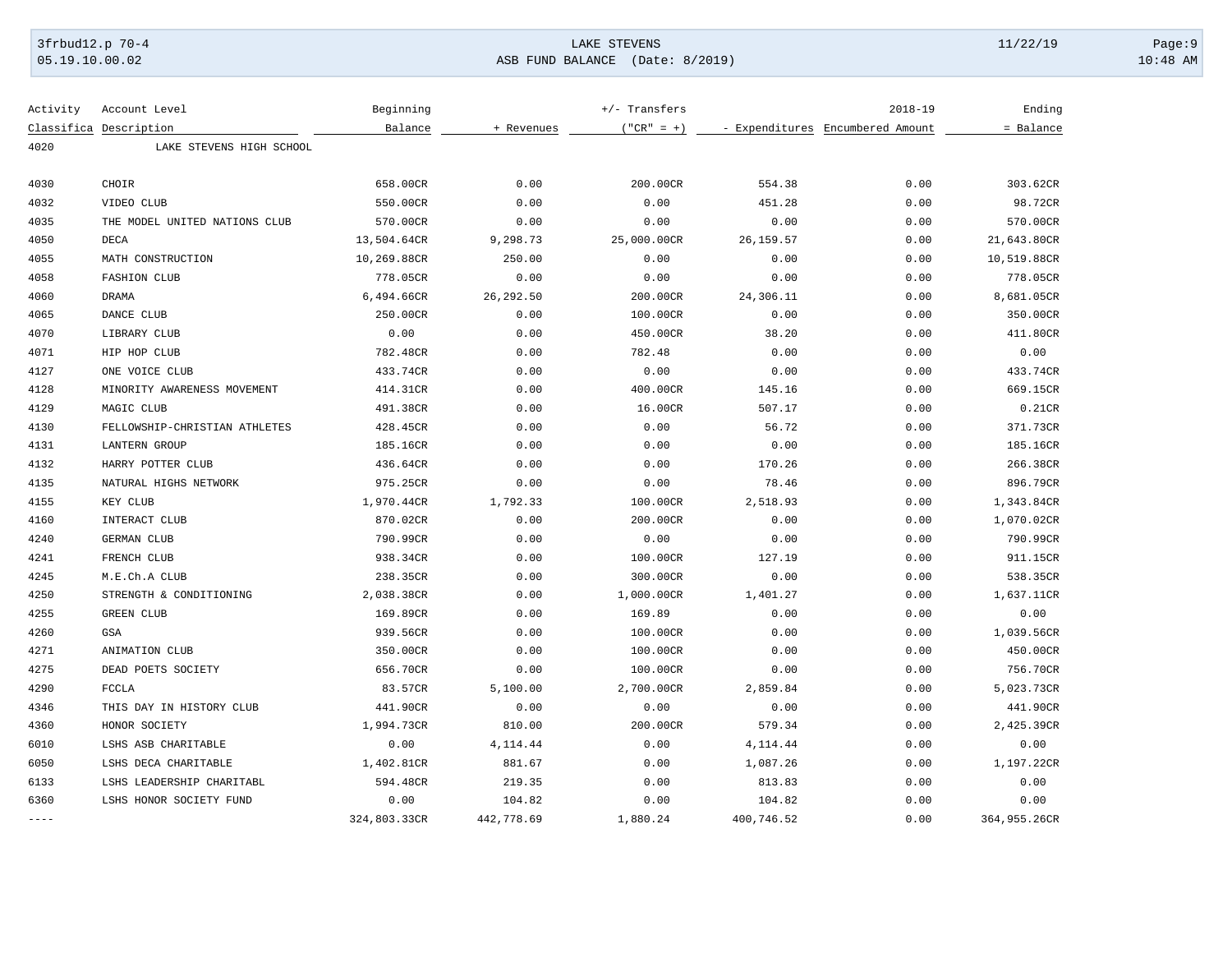LAKE STEVENS

ASB FUND BALANCE (Date: 8/2019)

| Activity Classifica | Account Level Description | Beginning Balance | + Revenues | +/- Transfers ("CR" = +) | - Expenditures | 2018-19 Encumbered Amount | Ending = Balance |
|---|---|---|---|---|---|---|---|
| 4020 | LAKE STEVENS HIGH SCHOOL | | | | | | |
| 4030 | CHOIR | 658.00CR | 0.00 | 200.00CR | 554.38 | 0.00 | 303.62CR |
| 4032 | VIDEO CLUB | 550.00CR | 0.00 | 0.00 | 451.28 | 0.00 | 98.72CR |
| 4035 | THE MODEL UNITED NATIONS CLUB | 570.00CR | 0.00 | 0.00 | 0.00 | 0.00 | 570.00CR |
| 4050 | DECA | 13,504.64CR | 9,298.73 | 25,000.00CR | 26,159.57 | 0.00 | 21,643.80CR |
| 4055 | MATH CONSTRUCTION | 10,269.88CR | 250.00 | 0.00 | 0.00 | 0.00 | 10,519.88CR |
| 4058 | FASHION CLUB | 778.05CR | 0.00 | 0.00 | 0.00 | 0.00 | 778.05CR |
| 4060 | DRAMA | 6,494.66CR | 26,292.50 | 200.00CR | 24,306.11 | 0.00 | 8,681.05CR |
| 4065 | DANCE CLUB | 250.00CR | 0.00 | 100.00CR | 0.00 | 0.00 | 350.00CR |
| 4070 | LIBRARY CLUB | 0.00 | 0.00 | 450.00CR | 38.20 | 0.00 | 411.80CR |
| 4071 | HIP HOP CLUB | 782.48CR | 0.00 | 782.48 | 0.00 | 0.00 | 0.00 |
| 4127 | ONE VOICE CLUB | 433.74CR | 0.00 | 0.00 | 0.00 | 0.00 | 433.74CR |
| 4128 | MINORITY AWARENESS MOVEMENT | 414.31CR | 0.00 | 400.00CR | 145.16 | 0.00 | 669.15CR |
| 4129 | MAGIC CLUB | 491.38CR | 0.00 | 16.00CR | 507.17 | 0.00 | 0.21CR |
| 4130 | FELLOWSHIP-CHRISTIAN ATHLETES | 428.45CR | 0.00 | 0.00 | 56.72 | 0.00 | 371.73CR |
| 4131 | LANTERN GROUP | 185.16CR | 0.00 | 0.00 | 0.00 | 0.00 | 185.16CR |
| 4132 | HARRY POTTER CLUB | 436.64CR | 0.00 | 0.00 | 170.26 | 0.00 | 266.38CR |
| 4135 | NATURAL HIGHS NETWORK | 975.25CR | 0.00 | 0.00 | 78.46 | 0.00 | 896.79CR |
| 4155 | KEY CLUB | 1,970.44CR | 1,792.33 | 100.00CR | 2,518.93 | 0.00 | 1,343.84CR |
| 4160 | INTERACT CLUB | 870.02CR | 0.00 | 200.00CR | 0.00 | 0.00 | 1,070.02CR |
| 4240 | GERMAN CLUB | 790.99CR | 0.00 | 0.00 | 0.00 | 0.00 | 790.99CR |
| 4241 | FRENCH CLUB | 938.34CR | 0.00 | 100.00CR | 127.19 | 0.00 | 911.15CR |
| 4245 | M.E.Ch.A CLUB | 238.35CR | 0.00 | 300.00CR | 0.00 | 0.00 | 538.35CR |
| 4250 | STRENGTH & CONDITIONING | 2,038.38CR | 0.00 | 1,000.00CR | 1,401.27 | 0.00 | 1,637.11CR |
| 4255 | GREEN CLUB | 169.89CR | 0.00 | 169.89 | 0.00 | 0.00 | 0.00 |
| 4260 | GSA | 939.56CR | 0.00 | 100.00CR | 0.00 | 0.00 | 1,039.56CR |
| 4271 | ANIMATION CLUB | 350.00CR | 0.00 | 100.00CR | 0.00 | 0.00 | 450.00CR |
| 4275 | DEAD POETS SOCIETY | 656.70CR | 0.00 | 100.00CR | 0.00 | 0.00 | 756.70CR |
| 4290 | FCCLA | 83.57CR | 5,100.00 | 2,700.00CR | 2,859.84 | 0.00 | 5,023.73CR |
| 4346 | THIS DAY IN HISTORY CLUB | 441.90CR | 0.00 | 0.00 | 0.00 | 0.00 | 441.90CR |
| 4360 | HONOR SOCIETY | 1,994.73CR | 810.00 | 200.00CR | 579.34 | 0.00 | 2,425.39CR |
| 6010 | LSHS ASB CHARITABLE | 0.00 | 4,114.44 | 0.00 | 4,114.44 | 0.00 | 0.00 |
| 6050 | LSHS DECA CHARITABLE | 1,402.81CR | 881.67 | 0.00 | 1,087.26 | 0.00 | 1,197.22CR |
| 6133 | LSHS LEADERSHIP CHARITABL | 594.48CR | 219.35 | 0.00 | 813.83 | 0.00 | 0.00 |
| 6360 | LSHS HONOR SOCIETY FUND | 0.00 | 104.82 | 0.00 | 104.82 | 0.00 | 0.00 |
| ---- | | 324,803.33CR | 442,778.69 | 1,880.24 | 400,746.52 | 0.00 | 364,955.26CR |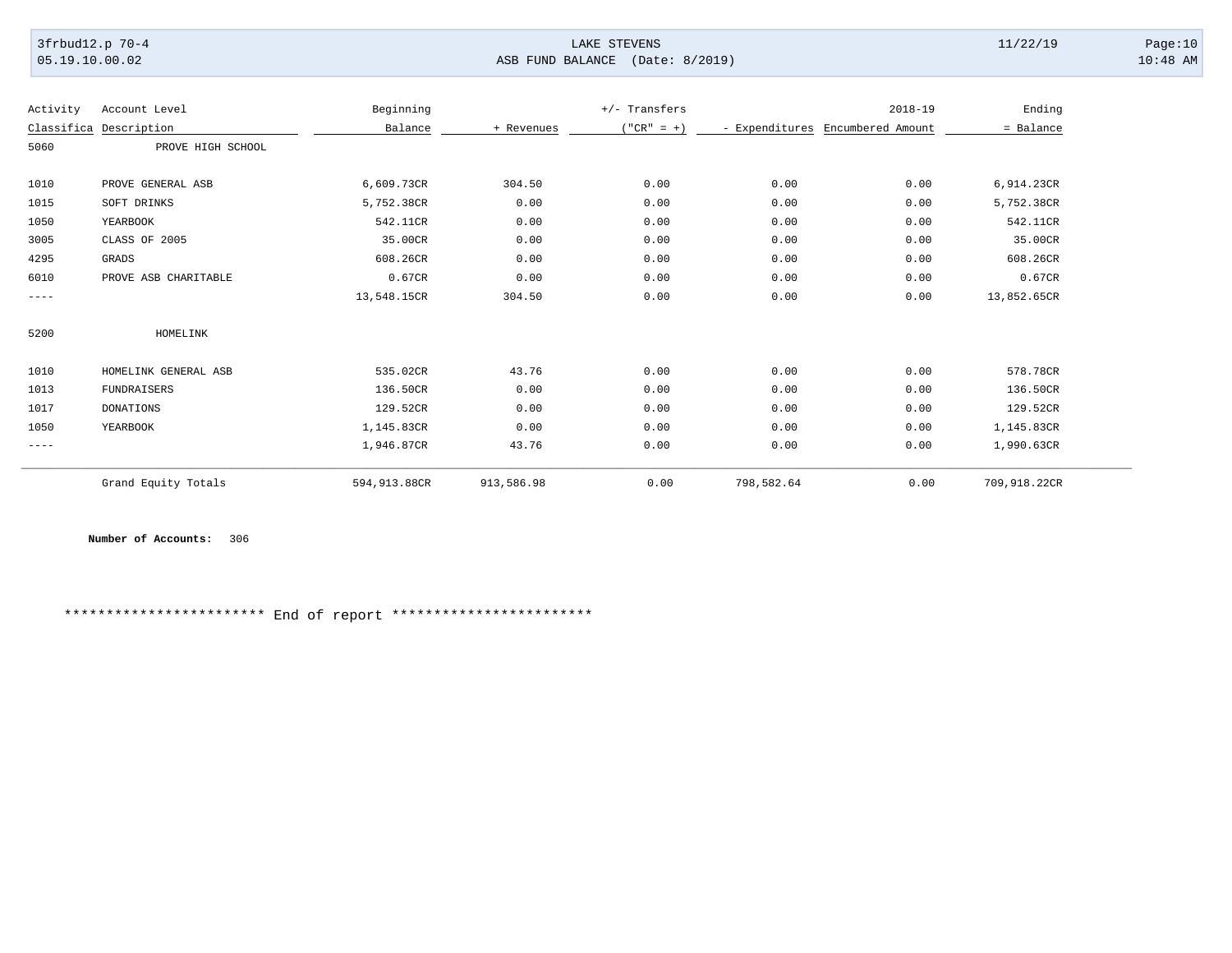| Activity Classifica | Account Level Description | Beginning Balance | + Revenues | +/- Transfers ("CR" = +) | - Expenditures | 2018-19 Encumbered Amount | Ending = Balance |
|---|---|---|---|---|---|---|---|
| 5060 | PROVE HIGH SCHOOL | | | | | | |
| 1010 | PROVE GENERAL ASB | 6,609.73CR | 304.50 | 0.00 | 0.00 | 0.00 | 6,914.23CR |
| 1015 | SOFT DRINKS | 5,752.38CR | 0.00 | 0.00 | 0.00 | 0.00 | 5,752.38CR |
| 1050 | YEARBOOK | 542.11CR | 0.00 | 0.00 | 0.00 | 0.00 | 542.11CR |
| 3005 | CLASS OF 2005 | 35.00CR | 0.00 | 0.00 | 0.00 | 0.00 | 35.00CR |
| 4295 | GRADS | 608.26CR | 0.00 | 0.00 | 0.00 | 0.00 | 608.26CR |
| 6010 | PROVE ASB CHARITABLE | 0.67CR | 0.00 | 0.00 | 0.00 | 0.00 | 0.67CR |
| ---- | | 13,548.15CR | 304.50 | 0.00 | 0.00 | 0.00 | 13,852.65CR |
| 5200 | HOMELINK | | | | | | |
| 1010 | HOMELINK GENERAL ASB | 535.02CR | 43.76 | 0.00 | 0.00 | 0.00 | 578.78CR |
| 1013 | FUNDRAISERS | 136.50CR | 0.00 | 0.00 | 0.00 | 0.00 | 136.50CR |
| 1017 | DONATIONS | 129.52CR | 0.00 | 0.00 | 0.00 | 0.00 | 129.52CR |
| 1050 | YEARBOOK | 1,145.83CR | 0.00 | 0.00 | 0.00 | 0.00 | 1,145.83CR |
| ---- | | 1,946.87CR | 43.76 | 0.00 | 0.00 | 0.00 | 1,990.63CR |
| | Grand Equity Totals | 594,913.88CR | 913,586.98 | 0.00 | 798,582.64 | 0.00 | 709,918.22CR |

**Number of Accounts:** 306

************************ End of report ************************